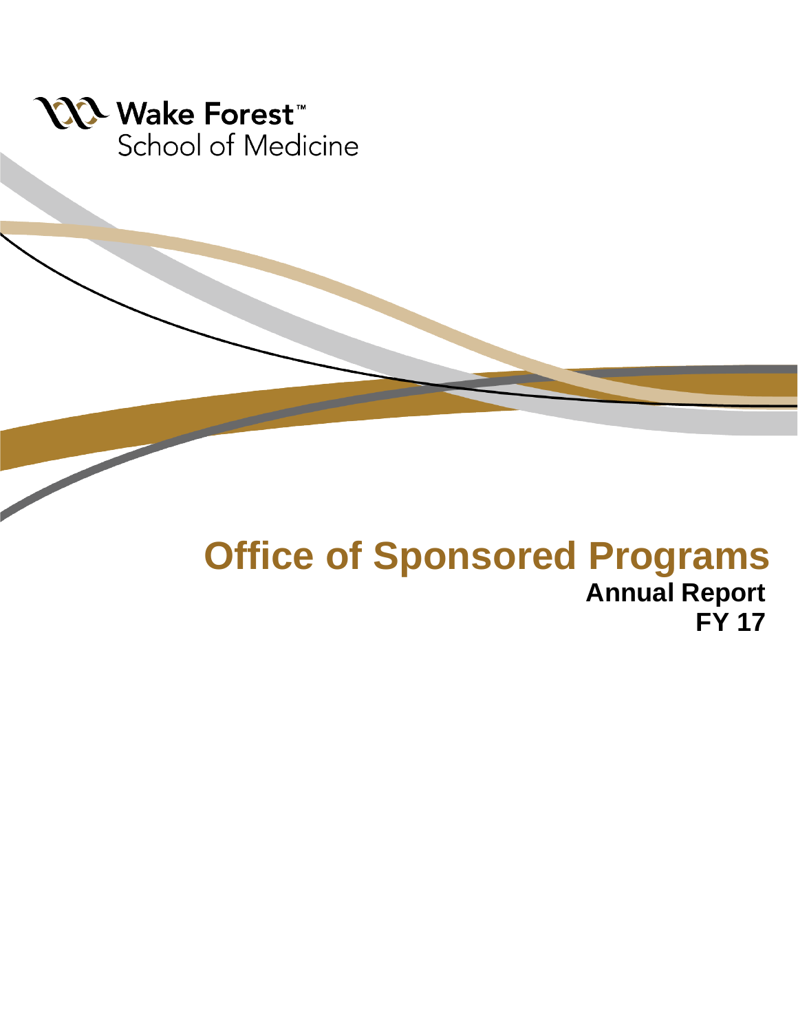Wake Forest™
School of Medicine

# Office of Sponsored Programs

## Annual Report

## FY 17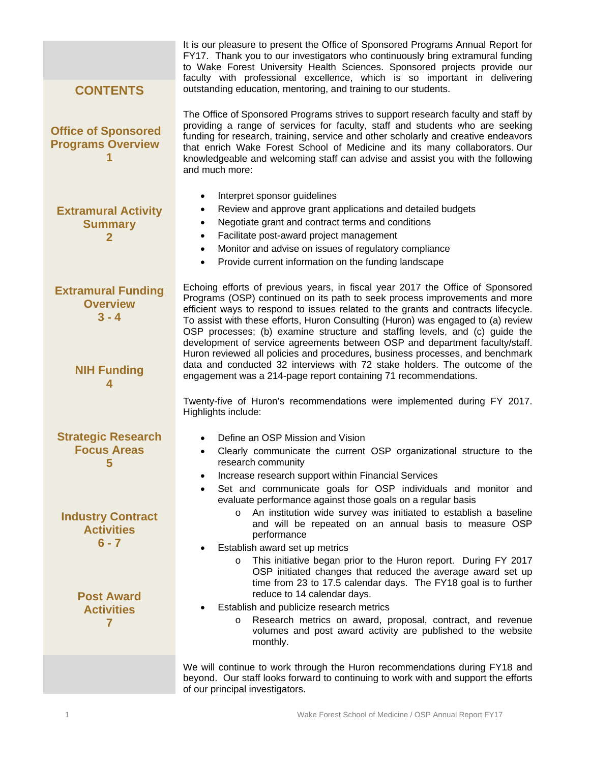## CONTENTS

**Office of Sponsored Programs Overview**
**1**

**Extramural Activity Summary**
**2**

**Extramural Funding Overview**
**3 - 4**

**NIH Funding**
**4**

**Strategic Research Focus Areas**
**5**

**Industry Contract Activities**
**6 - 7**

**Post Award Activities**
**7**

It is our pleasure to present the Office of Sponsored Programs Annual Report for FY17. Thank you to our investigators who continuously bring extramural funding to Wake Forest University Health Sciences. Sponsored projects provide our faculty with professional excellence, which is so important in delivering outstanding education, mentoring, and training to our students.

The Office of Sponsored Programs strives to support research faculty and staff by providing a range of services for faculty, staff and students who are seeking funding for research, training, service and other scholarly and creative endeavors that enrich Wake Forest School of Medicine and its many collaborators. Our knowledgeable and welcoming staff can advise and assist you with the following and much more:

- Interpret sponsor guidelines
- Review and approve grant applications and detailed budgets
- Negotiate grant and contract terms and conditions
- Facilitate post-award project management
- Monitor and advise on issues of regulatory compliance
- Provide current information on the funding landscape

Echoing efforts of previous years, in fiscal year 2017 the Office of Sponsored Programs (OSP) continued on its path to seek process improvements and more efficient ways to respond to issues related to the grants and contracts lifecycle. To assist with these efforts, Huron Consulting (Huron) was engaged to (a) review OSP processes; (b) examine structure and staffing levels, and (c) guide the development of service agreements between OSP and department faculty/staff. Huron reviewed all policies and procedures, business processes, and benchmark data and conducted 32 interviews with 72 stake holders. The outcome of the engagement was a 214-page report containing 71 recommendations.

Twenty-five of Huron's recommendations were implemented during FY 2017. Highlights include:

- Define an OSP Mission and Vision
- Clearly communicate the current OSP organizational structure to the research community
- Increase research support within Financial Services
- Set and communicate goals for OSP individuals and monitor and evaluate performance against those goals on a regular basis
    - An institution wide survey was initiated to establish a baseline and will be repeated on an annual basis to measure OSP performance
- Establish award set up metrics
    - This initiative began prior to the Huron report. During FY 2017 OSP initiated changes that reduced the average award set up time from 23 to 17.5 calendar days. The FY18 goal is to further reduce to 14 calendar days.
- Establish and publicize research metrics
    - Research metrics on award, proposal, contract, and revenue volumes and post award activity are published to the website monthly.

We will continue to work through the Huron recommendations during FY18 and beyond. Our staff looks forward to continuing to work with and support the efforts of our principal investigators.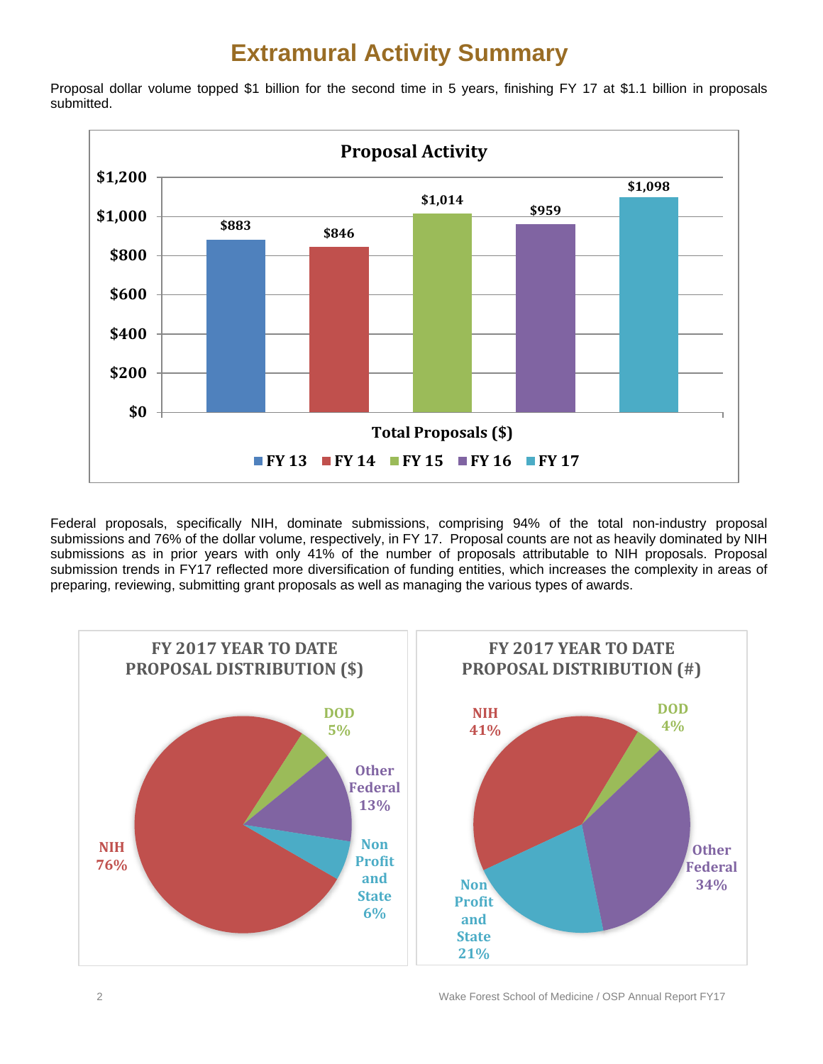# Extramural Activity Summary

Proposal dollar volume topped $1 billion for the second time in 5 years, finishing FY 17 at $1.1 billion in proposals submitted.

**Proposal Activity**

| Total Proposals ($) | FY 13 | FY 14 | FY 15 | FY 16 | FY 17 |
|---|---|---|---|---|---|
| Amount | $883 | $846 | $1,014 | $959 | $1,098 |

Federal proposals, specifically NIH, dominate submissions, comprising 94% of the total non-industry proposal submissions and 76% of the dollar volume, respectively, in FY 17. Proposal counts are not as heavily dominated by NIH submissions as in prior years with only 41% of the number of proposals attributable to NIH proposals. Proposal submission trends in FY17 reflected more diversification of funding entities, which increases the complexity in areas of preparing, reviewing, submitting grant proposals as well as managing the various types of awards.

**FY 2017 YEAR TO DATE PROPOSAL DISTRIBUTION ($)**

| Category | Share |
|---|---|
| NIH | 76% |
| DOD | 5% |
| Other Federal | 13% |
| Non Profit and State | 6% |

**FY 2017 YEAR TO DATE PROPOSAL DISTRIBUTION (#)**

| Category | Share |
|---|---|
| NIH | 41% |
| DOD | 4% |
| Other Federal | 34% |
| Non Profit and State | 21% |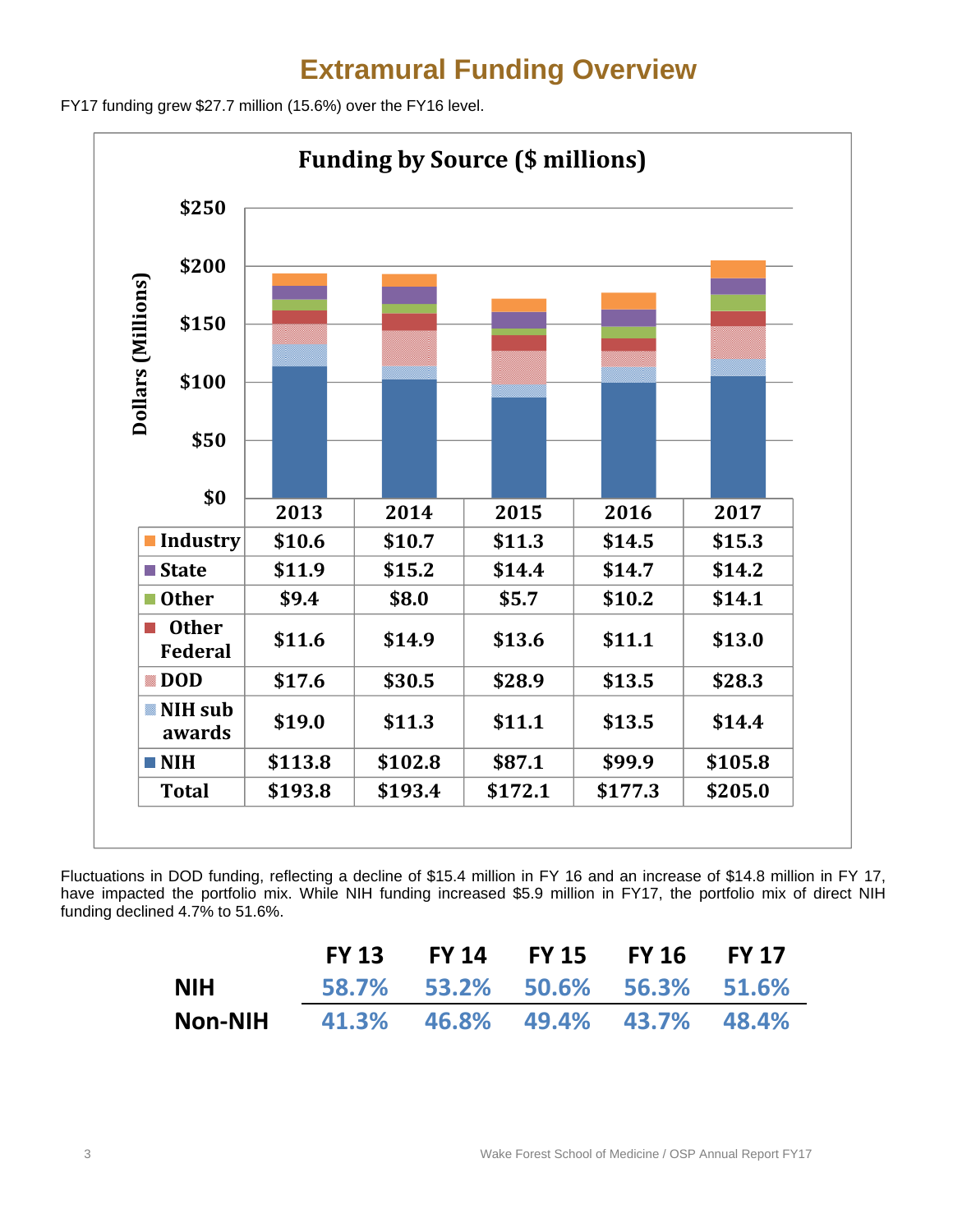# Extramural Funding Overview

FY17 funding grew $27.7 million (15.6%) over the FY16 level.

**Funding by Source ($ millions)**

| | 2013 | 2014 | 2015 | 2016 | 2017 |
|---|---|---|---|---|---|
| Industry | $10.6 | $10.7 | $11.3 | $14.5 | $15.3 |
| State | $11.9 | $15.2 | $14.4 | $14.7 | $14.2 |
| Other | $9.4 | $8.0 | $5.7 | $10.2 | $14.1 |
| Other Federal | $11.6 | $14.9 | $13.6 | $11.1 | $13.0 |
| DOD | $17.6 | $30.5 | $28.9 | $13.5 | $28.3 |
| NIH sub awards | $19.0 | $11.3 | $11.1 | $13.5 | $14.4 |
| NIH | $113.8 | $102.8 | $87.1 | $99.9 | $105.8 |
| Total | $193.8 | $193.4 | $172.1 | $177.3 | $205.0 |

Fluctuations in DOD funding, reflecting a decline of $15.4 million in FY 16 and an increase of $14.8 million in FY 17, have impacted the portfolio mix. While NIH funding increased $5.9 million in FY17, the portfolio mix of direct NIH funding declined 4.7% to 51.6%.

| | FY 13 | FY 14 | FY 15 | FY 16 | FY 17 |
|---|---|---|---|---|---|
| NIH | 58.7% | 53.2% | 50.6% | 56.3% | 51.6% |
| Non-NIH | 41.3% | 46.8% | 49.4% | 43.7% | 48.4% |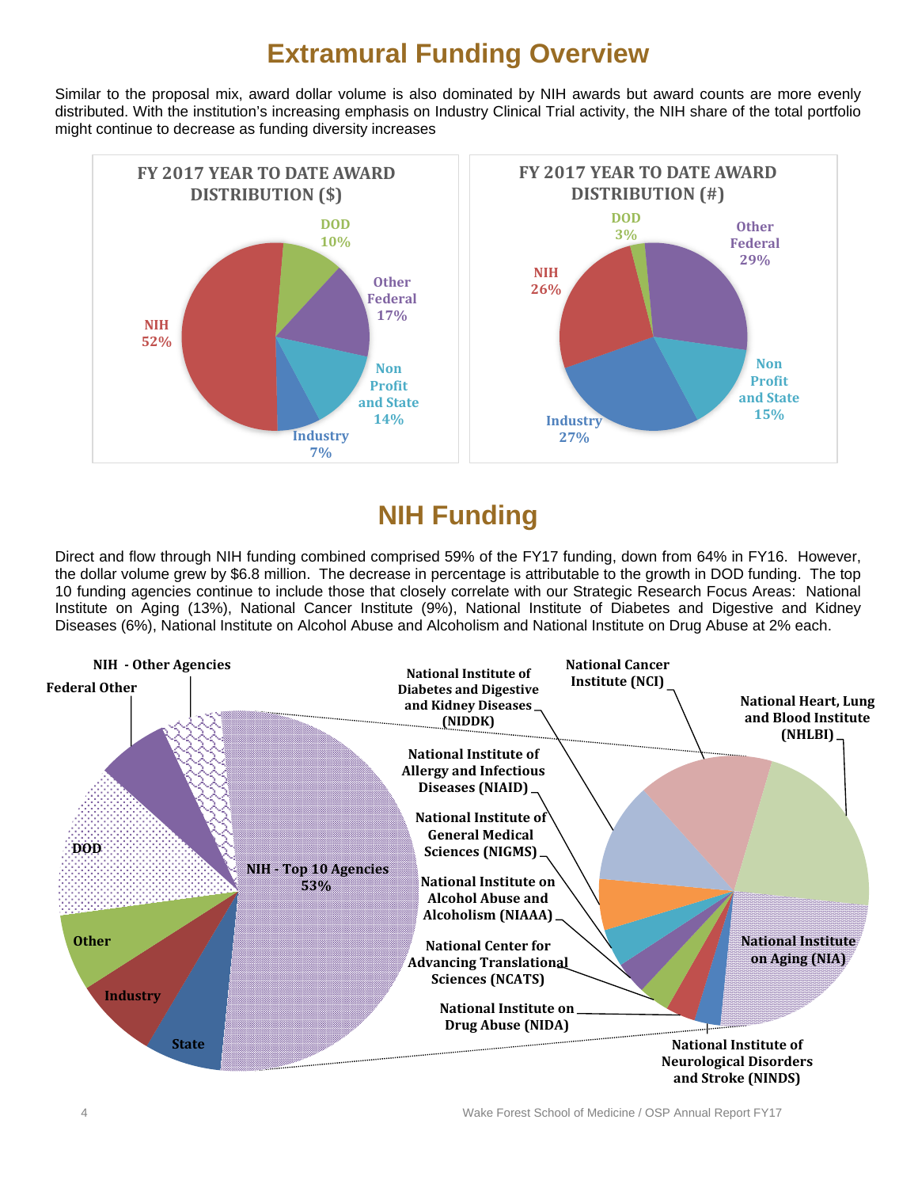# Extramural Funding Overview

Similar to the proposal mix, award dollar volume is also dominated by NIH awards but award counts are more evenly distributed. With the institution's increasing emphasis on Industry Clinical Trial activity, the NIH share of the total portfolio might continue to decrease as funding diversity increases

**FY 2017 YEAR TO DATE AWARD DISTRIBUTION ($)**

| Category | Share |
| --- | --- |
| NIH | 52% |
| DOD | 10% |
| Other Federal | 17% |
| Non Profit and State | 14% |
| Industry | 7% |

**FY 2017 YEAR TO DATE AWARD DISTRIBUTION (#)**

| Category | Share |
| --- | --- |
| NIH | 26% |
| DOD | 3% |
| Other Federal | 29% |
| Non Profit and State | 15% |
| Industry | 27% |

# NIH Funding

Direct and flow through NIH funding combined comprised 59% of the FY17 funding, down from 64% in FY16. However, the dollar volume grew by $6.8 million. The decrease in percentage is attributable to the growth in DOD funding. The top 10 funding agencies continue to include those that closely correlate with our Strategic Research Focus Areas: National Institute on Aging (13%), National Cancer Institute (9%), National Institute of Diabetes and Digestive and Kidney Diseases (6%), National Institute on Alcohol Abuse and Alcoholism and National Institute on Drug Abuse at 2% each.

NIH - Top 10 Agencies 53%; NIH - Other Agencies; Federal Other; DOD; Other; Industry; State

NIH - Top 10 Agencies:
- National Heart, Lung and Blood Institute (NHLBI)
- National Cancer Institute (NCI)
- National Institute of Diabetes and Digestive and Kidney Diseases (NIDDK)
- National Institute of Allergy and Infectious Diseases (NIAID)
- National Institute of General Medical Sciences (NIGMS)
- National Institute on Alcohol Abuse and Alcoholism (NIAAA)
- National Center for Advancing Translational Sciences (NCATS)
- National Institute on Drug Abuse (NIDA)
- National Institute of Neurological Disorders and Stroke (NINDS)
- National Institute on Aging (NIA)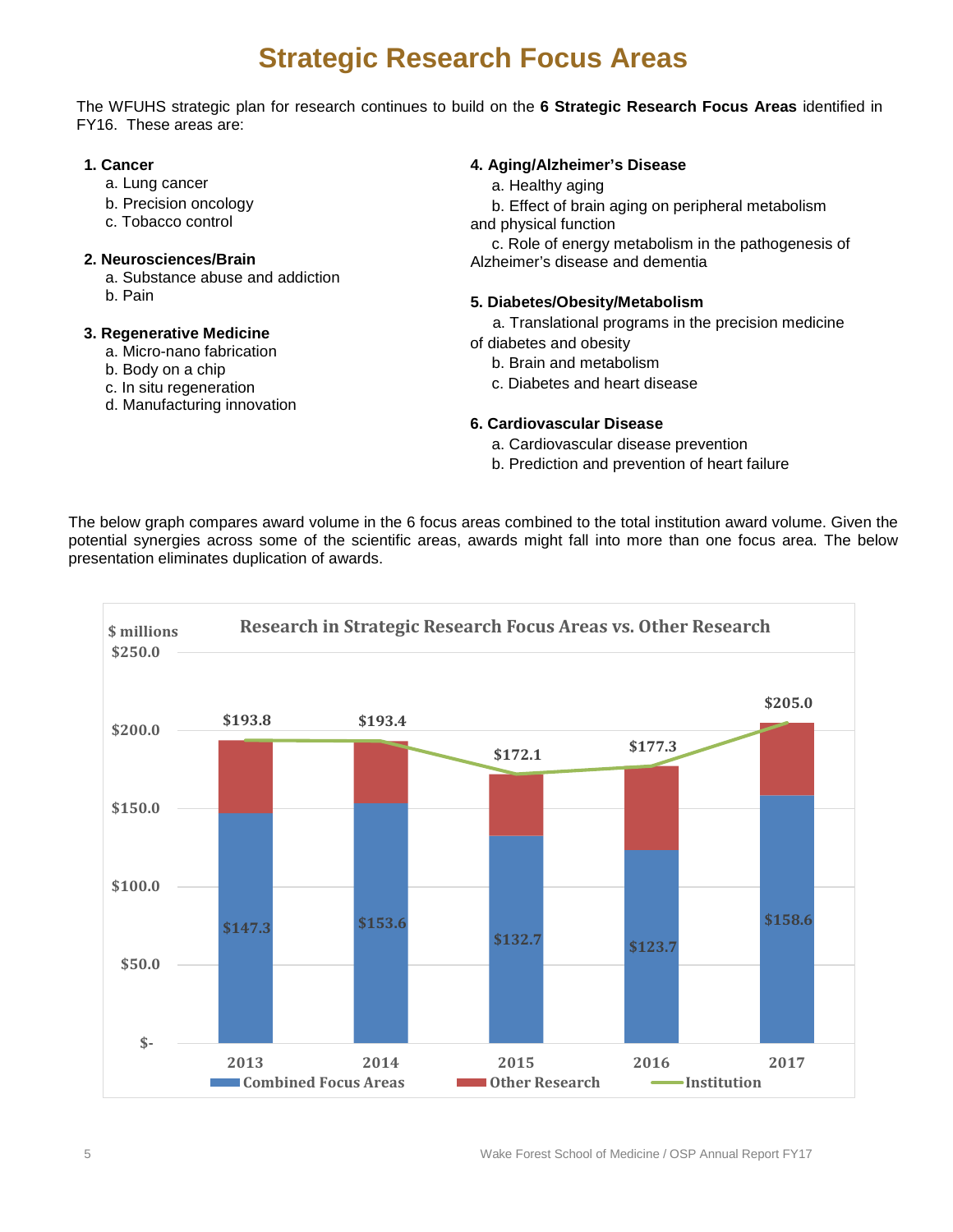# Strategic Research Focus Areas

The WFUHS strategic plan for research continues to build on the **6 Strategic Research Focus Areas** identified in FY16. These areas are:

**1. Cancer**
- a. Lung cancer
- b. Precision oncology
- c. Tobacco control

**2. Neurosciences/Brain**
- a. Substance abuse and addiction
- b. Pain

**3. Regenerative Medicine**
- a. Micro-nano fabrication
- b. Body on a chip
- c. In situ regeneration
- d. Manufacturing innovation

**4. Aging/Alzheimer's Disease**
- a. Healthy aging
- b. Effect of brain aging on peripheral metabolism and physical function
- c. Role of energy metabolism in the pathogenesis of Alzheimer's disease and dementia

**5. Diabetes/Obesity/Metabolism**
- a. Translational programs in the precision medicine of diabetes and obesity
- b. Brain and metabolism
- c. Diabetes and heart disease

**6. Cardiovascular Disease**
- a. Cardiovascular disease prevention
- b. Prediction and prevention of heart failure

The below graph compares award volume in the 6 focus areas combined to the total institution award volume. Given the potential synergies across some of the scientific areas, awards might fall into more than one focus area. The below presentation eliminates duplication of awards.

**Research in Strategic Research Focus Areas vs. Other Research**

($ millions)

| Year | Combined Focus Areas | Institution |
|---|---|---|
| 2013 | $147.3 | $193.8 |
| 2014 | $153.6 | $193.4 |
| 2015 | $132.7 | $172.1 |
| 2016 | $123.7 | $177.3 |
| 2017 | $158.6 | $205.0 |

Legend: Combined Focus Areas, Other Research, Institution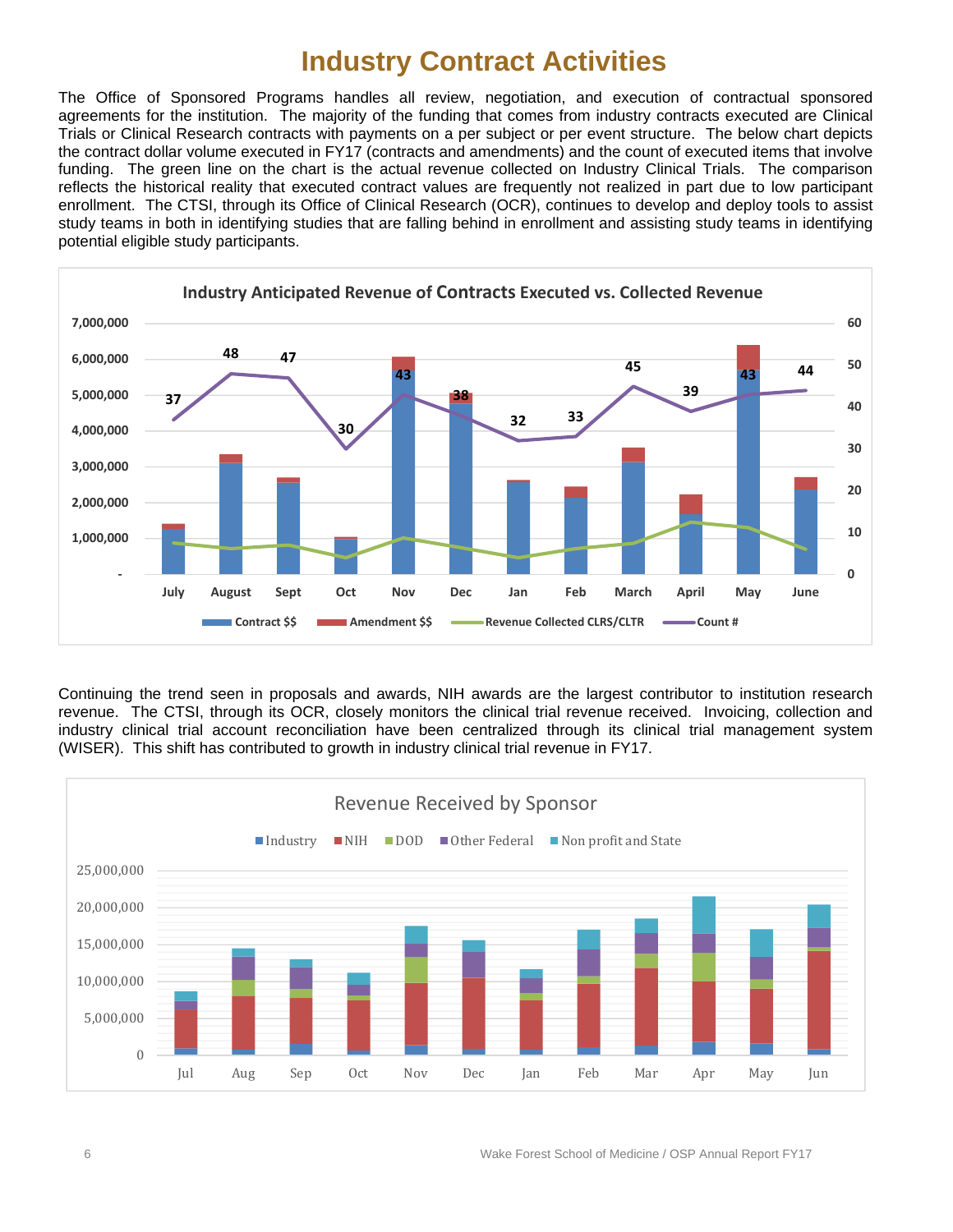# Industry Contract Activities

The Office of Sponsored Programs handles all review, negotiation, and execution of contractual sponsored agreements for the institution. The majority of the funding that comes from industry contracts executed are Clinical Trials or Clinical Research contracts with payments on a per subject or per event structure. The below chart depicts the contract dollar volume executed in FY17 (contracts and amendments) and the count of executed items that involve funding. The green line on the chart is the actual revenue collected on Industry Clinical Trials. The comparison reflects the historical reality that executed contract values are frequently not realized in part due to low participant enrollment. The CTSI, through its Office of Clinical Research (OCR), continues to develop and deploy tools to assist study teams in both in identifying studies that are falling behind in enrollment and assisting study teams in identifying potential eligible study participants.

**Industry Anticipated Revenue of Contracts Executed vs. Collected Revenue**

| Month | Count # |
|---|---|
| July | 37 |
| August | 48 |
| Sept | 47 |
| Oct | 30 |
| Nov | 43 |
| Dec | 38 |
| Jan | 32 |
| Feb | 33 |
| March | 45 |
| April | 39 |
| May | 43 |
| June | 44 |

Legend: Contract $$, Amendment $$, Revenue Collected CLRS/CLTR, Count #

Continuing the trend seen in proposals and awards, NIH awards are the largest contributor to institution research revenue. The CTSI, through its OCR, closely monitors the clinical trial revenue received. Invoicing, collection and industry clinical trial account reconciliation have been centralized through its clinical trial management system (WISER). This shift has contributed to growth in industry clinical trial revenue in FY17.

**Revenue Received by Sponsor**

Legend: Industry, NIH, DOD, Other Federal, Non profit and State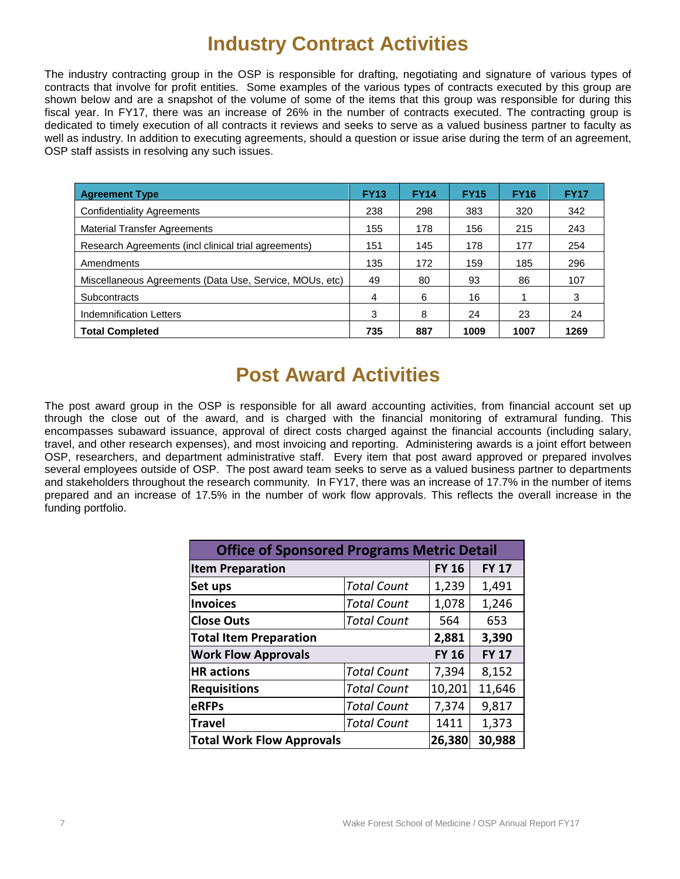# Industry Contract Activities

The industry contracting group in the OSP is responsible for drafting, negotiating and signature of various types of contracts that involve for profit entities. Some examples of the various types of contracts executed by this group are shown below and are a snapshot of the volume of some of the items that this group was responsible for during this fiscal year. In FY17, there was an increase of 26% in the number of contracts executed. The contracting group is dedicated to timely execution of all contracts it reviews and seeks to serve as a valued business partner to faculty as well as industry. In addition to executing agreements, should a question or issue arise during the term of an agreement, OSP staff assists in resolving any such issues.

| Agreement Type | FY13 | FY14 | FY15 | FY16 | FY17 |
|---|---|---|---|---|---|
| Confidentiality Agreements | 238 | 298 | 383 | 320 | 342 |
| Material Transfer Agreements | 155 | 178 | 156 | 215 | 243 |
| Research Agreements (incl clinical trial agreements) | 151 | 145 | 178 | 177 | 254 |
| Amendments | 135 | 172 | 159 | 185 | 296 |
| Miscellaneous Agreements (Data Use, Service, MOUs, etc) | 49 | 80 | 93 | 86 | 107 |
| Subcontracts | 4 | 6 | 16 | 1 | 3 |
| Indemnification Letters | 3 | 8 | 24 | 23 | 24 |
| **Total Completed** | **735** | **887** | **1009** | **1007** | **1269** |

# Post Award Activities

The post award group in the OSP is responsible for all award accounting activities, from financial account set up through the close out of the award, and is charged with the financial monitoring of extramural funding. This encompasses subaward issuance, approval of direct costs charged against the financial accounts (including salary, travel, and other research expenses), and most invoicing and reporting. Administering awards is a joint effort between OSP, researchers, and department administrative staff. Every item that post award approved or prepared involves several employees outside of OSP. The post award team seeks to serve as a valued business partner to departments and stakeholders throughout the research community. In FY17, there was an increase of 17.7% in the number of items prepared and an increase of 17.5% in the number of work flow approvals. This reflects the overall increase in the funding portfolio.

| Office of Sponsored Programs Metric Detail | | | |
|---|---|---|---|
| **Item Preparation** | | **FY 16** | **FY 17** |
| **Set ups** | *Total Count* | 1,239 | 1,491 |
| **Invoices** | *Total Count* | 1,078 | 1,246 |
| **Close Outs** | *Total Count* | 564 | 653 |
| **Total Item Preparation** | | **2,881** | **3,390** |
| **Work Flow Approvals** | | **FY 16** | **FY 17** |
| **HR actions** | *Total Count* | 7,394 | 8,152 |
| **Requisitions** | *Total Count* | 10,201 | 11,646 |
| **eRFPs** | *Total Count* | 7,374 | 9,817 |
| **Travel** | *Total Count* | 1411 | 1,373 |
| **Total Work Flow Approvals** | | **26,380** | **30,988** |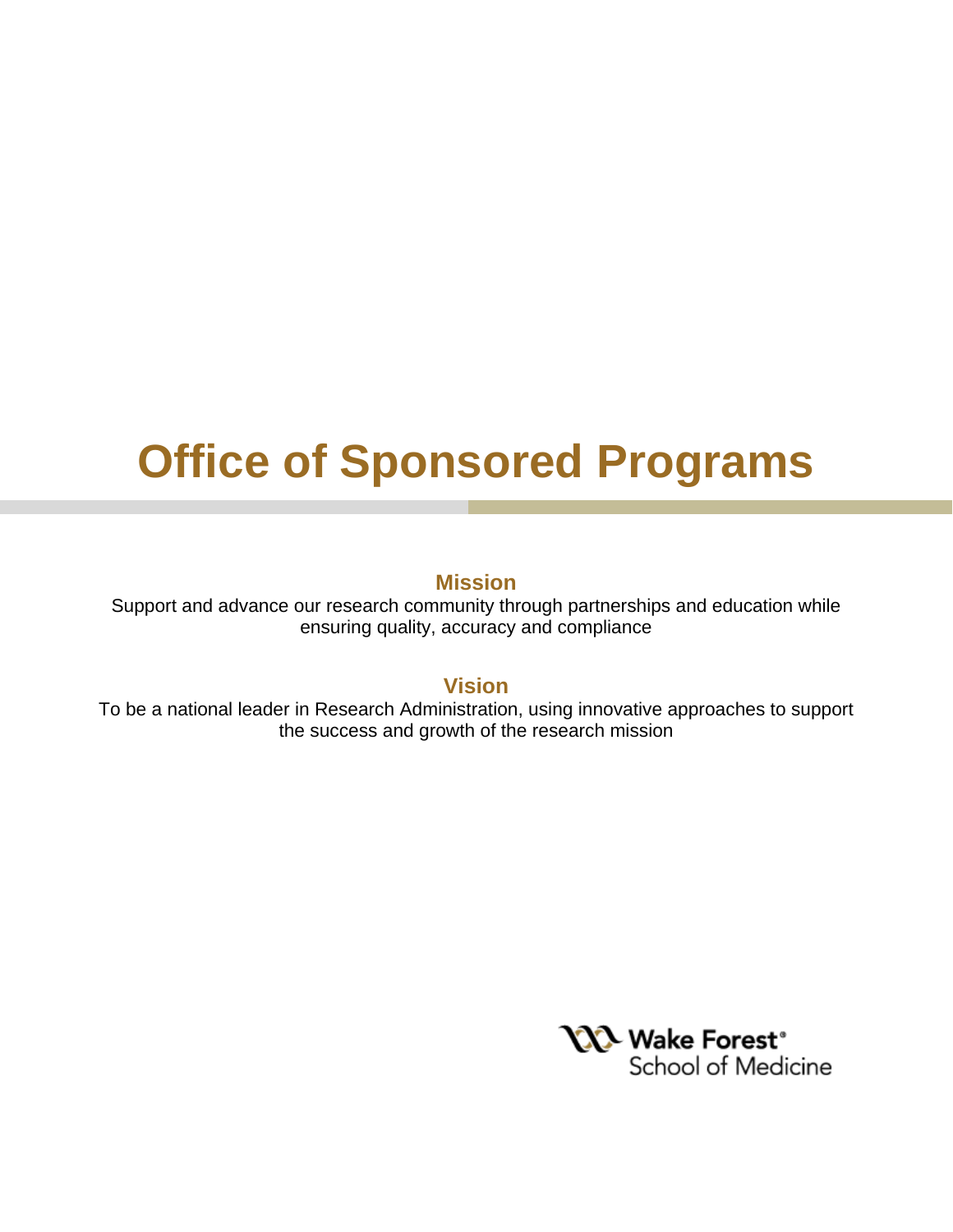# Office of Sponsored Programs

## Mission

Support and advance our research community through partnerships and education while ensuring quality, accuracy and compliance

## Vision

To be a national leader in Research Administration, using innovative approaches to support the success and growth of the research mission

Wake Forest®
School of Medicine